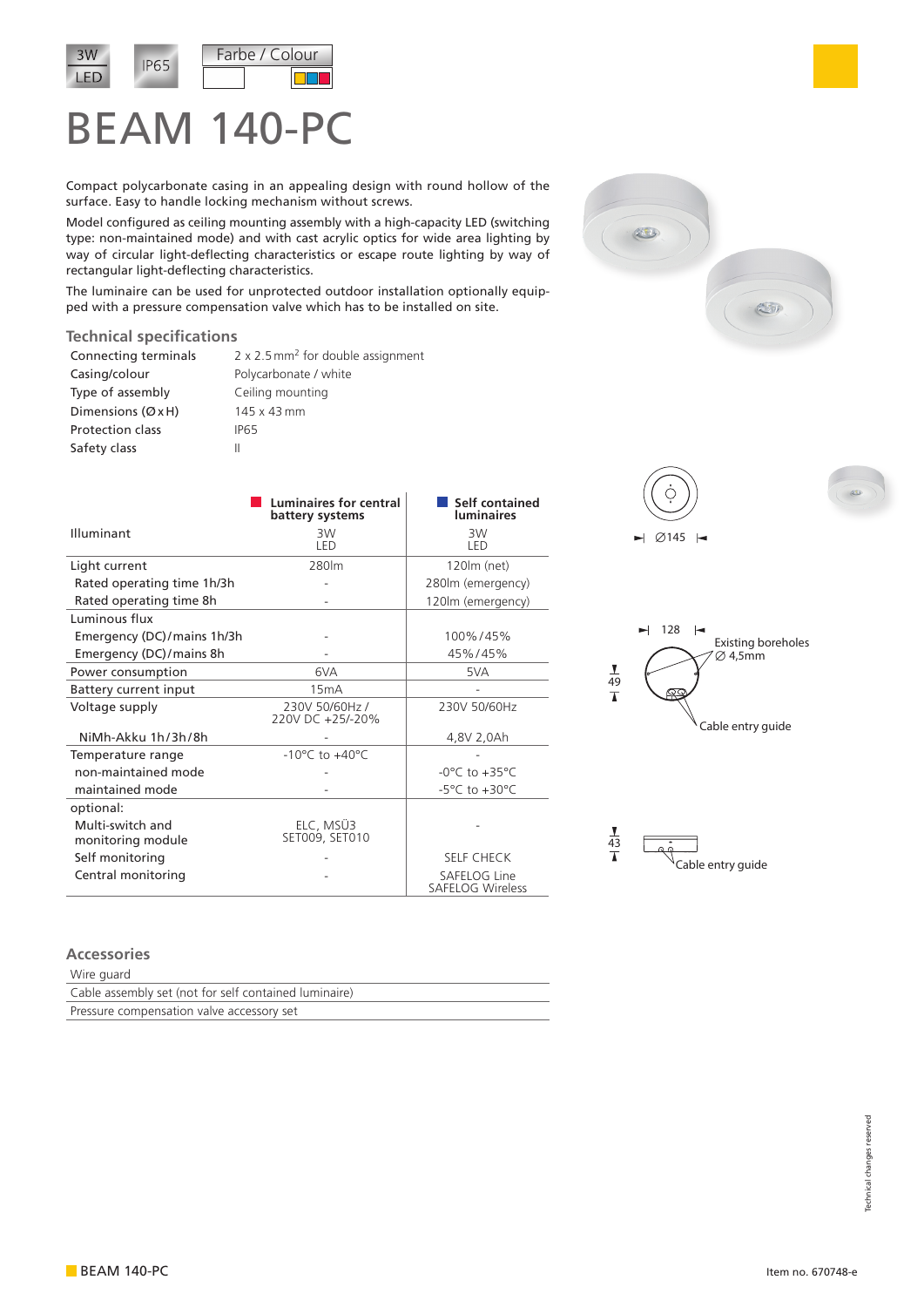3W LED | IP65 | Farbe / Colour

# BEAM 140-PC

Compact polycarbonate casing in an appealing design with round hollow of the surface. Easy to handle locking mechanism without screws.

Model configured as ceiling mounting assembly with a high-capacity LED (switching type: non-maintained mode) and with cast acrylic optics for wide area lighting by way of circular light-deflecting characteristics or escape route lighting by way of rectangular light-deflecting characteristics.

The luminaire can be used for unprotected outdoor installation optionally equipped with a pressure compensation valve which has to be installed on site.

## Technical specifications

| | |
|---|---|
| Connecting terminals | 2 x 2.5 mm² for double assignment |
| Casing/colour | Polycarbonate / white |
| Type of assembly | Ceiling mounting |
| Dimensions (Ø x H) | 145 x 43 mm |
| Protection class | IP65 |
| Safety class | II |

| | Luminaires for central battery systems | Self contained luminaires |
|---|---|---|
| Illuminant | 3W LED | 3W LED |
| Light current | 280lm | 120lm (net) |
| Rated operating time 1h/3h | - | 280lm (emergency) |
| Rated operating time 8h | - | 120lm (emergency) |
| Luminous flux | | |
| Emergency (DC)/mains 1h/3h | - | 100%/45% |
| Emergency (DC)/mains 8h | - | 45%/45% |
| Power consumption | 6VA | 5VA |
| Battery current input | 15mA | - |
| Voltage supply | 230V 50/60Hz / 220V DC +25/-20% | 230V 50/60Hz |
| NiMh-Akku 1h/3h/8h | - | 4,8V 2,0Ah |
| Temperature range | -10°C to +40°C | - |
| non-maintained mode | - | -0°C to +35°C |
| maintained mode | - | -5°C to +30°C |
| optional: | | |
| Multi-switch and monitoring module | ELC, MSÜ3 SET009, SET010 | - |
| Self monitoring | - | SELF CHECK |
| Central monitoring | - | SAFELOG Line SAFELOG Wireless |

Ø145

128

Existing boreholes Ø 4,5mm

49

Cable entry guide

43

Cable entry guide

## Accessories

| |
|---|
| Wire guard |
| Cable assembly set (not for self contained luminaire) |
| Pressure compensation valve accessory set |

Technical changes reserved

BEAM 140-PC

Item no. 670748-e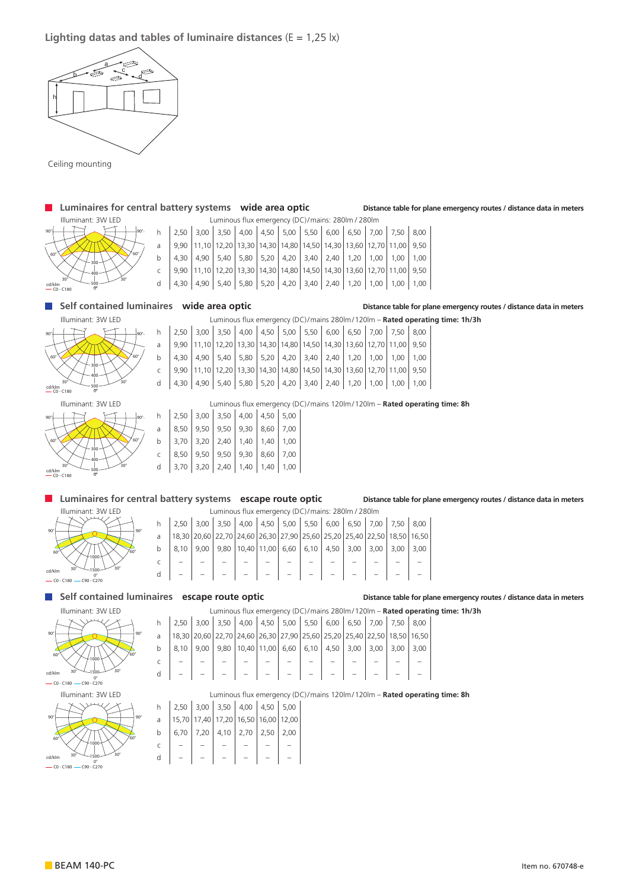## Lighting datas and tables of luminaire distances (E = 1,25 lx)

Ceiling mounting

### Luminaires for central battery systems **wide area optic**

**Distance table for plane emergency routes / distance data in meters**

Illuminant: 3W LED

cd/klm
— C0 - C180

Luminous flux emergency (DC)/mains: 280lm / 280lm

| h | 2,50 | 3,00 | 3,50 | 4,00 | 4,50 | 5,00 | 5,50 | 6,00 | 6,50 | 7,00 | 7,50 | 8,00 |
|---|---|---|---|---|---|---|---|---|---|---|---|---|
| a | 9,90 | 11,10 | 12,20 | 13,30 | 14,30 | 14,80 | 14,50 | 14,30 | 13,60 | 12,70 | 11,00 | 9,50 |
| b | 4,30 | 4,90 | 5,40 | 5,80 | 5,20 | 4,20 | 3,40 | 2,40 | 1,20 | 1,00 | 1,00 | 1,00 |
| c | 9,90 | 11,10 | 12,20 | 13,30 | 14,30 | 14,80 | 14,50 | 14,30 | 13,60 | 12,70 | 11,00 | 9,50 |
| d | 4,30 | 4,90 | 5,40 | 5,80 | 5,20 | 4,20 | 3,40 | 2,40 | 1,20 | 1,00 | 1,00 | 1,00 |

### Self contained luminaires **wide area optic**

**Distance table for plane emergency routes / distance data in meters**

Illuminant: 3W LED

cd/klm
— C0 - C180

Luminous flux emergency (DC)/mains 280lm/120lm – **Rated operating time: 1h/3h**

| h | 2,50 | 3,00 | 3,50 | 4,00 | 4,50 | 5,00 | 5,50 | 6,00 | 6,50 | 7,00 | 7,50 | 8,00 |
|---|---|---|---|---|---|---|---|---|---|---|---|---|
| a | 9,90 | 11,10 | 12,20 | 13,30 | 14,30 | 14,80 | 14,50 | 14,30 | 13,60 | 12,70 | 11,00 | 9,50 |
| b | 4,30 | 4,90 | 5,40 | 5,80 | 5,20 | 4,20 | 3,40 | 2,40 | 1,20 | 1,00 | 1,00 | 1,00 |
| c | 9,90 | 11,10 | 12,20 | 13,30 | 14,30 | 14,80 | 14,50 | 14,30 | 13,60 | 12,70 | 11,00 | 9,50 |
| d | 4,30 | 4,90 | 5,40 | 5,80 | 5,20 | 4,20 | 3,40 | 2,40 | 1,20 | 1,00 | 1,00 | 1,00 |

Illuminant: 3W LED

cd/klm
— C0 - C180

Luminous flux emergency (DC)/mains 120lm/120lm – **Rated operating time: 8h**

| h | 2,50 | 3,00 | 3,50 | 4,00 | 4,50 | 5,00 |
|---|---|---|---|---|---|---|
| a | 8,50 | 9,50 | 9,50 | 9,30 | 8,60 | 7,00 |
| b | 3,70 | 3,20 | 2,40 | 1,40 | 1,40 | 1,00 |
| c | 8,50 | 9,50 | 9,50 | 9,30 | 8,60 | 7,00 |
| d | 3,70 | 3,20 | 2,40 | 1,40 | 1,40 | 1,00 |

### Luminaires for central battery systems **escape route optic**

**Distance table for plane emergency routes / distance data in meters**

Illuminant: 3W LED

cd/klm
— C0 - C180 — C90 - C270

Luminous flux emergency (DC)/mains: 280lm / 280lm

| h | 2,50 | 3,00 | 3,50 | 4,00 | 4,50 | 5,00 | 5,50 | 6,00 | 6,50 | 7,00 | 7,50 | 8,00 |
|---|---|---|---|---|---|---|---|---|---|---|---|---|
| a | 18,30 | 20,60 | 22,70 | 24,60 | 26,30 | 27,90 | 25,60 | 25,20 | 25,40 | 22,50 | 18,50 | 16,50 |
| b | 8,10 | 9,00 | 9,80 | 10,40 | 11,00 | 6,60 | 6,10 | 4,50 | 3,00 | 3,00 | 3,00 | 3,00 |
| c | – | – | – | – | – | – | – | – | – | – | – | – |
| d | – | – | – | – | – | – | – | – | – | – | – | – |

### Self contained luminaires **escape route optic**

**Distance table for plane emergency routes / distance data in meters**

Illuminant: 3W LED

cd/klm
— C0 - C180 — C90 - C270

Luminous flux emergency (DC)/mains 280lm/120lm – **Rated operating time: 1h/3h**

| h | 2,50 | 3,00 | 3,50 | 4,00 | 4,50 | 5,00 | 5,50 | 6,00 | 6,50 | 7,00 | 7,50 | 8,00 |
|---|---|---|---|---|---|---|---|---|---|---|---|---|
| a | 18,30 | 20,60 | 22,70 | 24,60 | 26,30 | 27,90 | 25,60 | 25,20 | 25,40 | 22,50 | 18,50 | 16,50 |
| b | 8,10 | 9,00 | 9,80 | 10,40 | 11,00 | 6,60 | 6,10 | 4,50 | 3,00 | 3,00 | 3,00 | 3,00 |
| c | – | – | – | – | – | – | – | – | – | – | – | – |
| d | – | – | – | – | – | – | – | – | – | – | – | – |

Illuminant: 3W LED

cd/klm
— C0 - C180 — C90 - C270

Luminous flux emergency (DC)/mains 120lm/120lm – **Rated operating time: 8h**

| h | 2,50 | 3,00 | 3,50 | 4,00 | 4,50 | 5,00 |
|---|---|---|---|---|---|---|
| a | 15,70 | 17,40 | 17,20 | 16,50 | 16,00 | 12,00 |
| b | 6,70 | 7,20 | 4,10 | 2,70 | 2,50 | 2,00 |
| c | – | – | – | – | – | – |
| d | – | – | – | – | – | – |

BEAM 140-PC

Item no. 670748-e